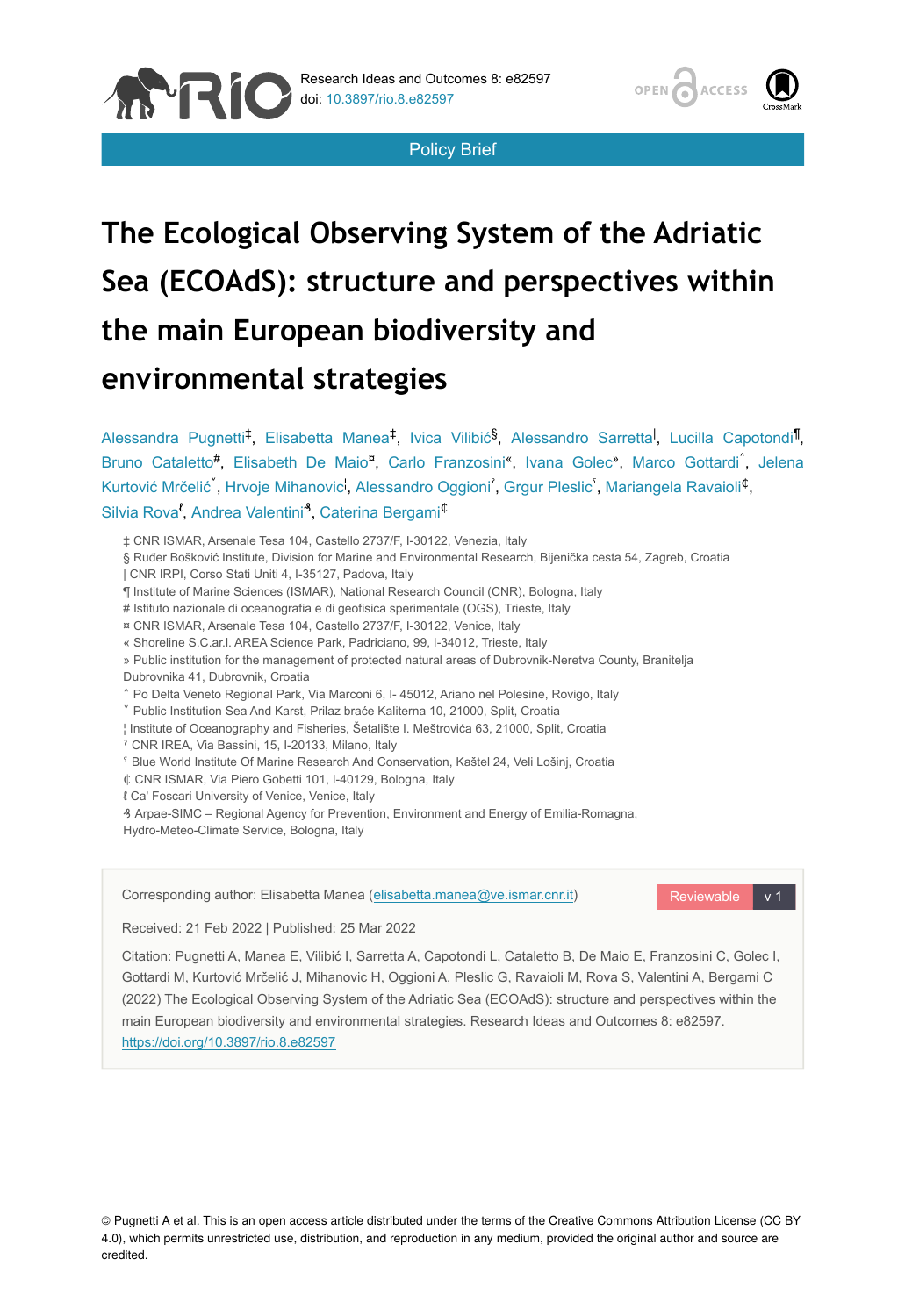Policy Brief

# The Ecological Observing System of the Adriatic Sea (ECOAdS): structure and perspectives within the main European biodiversity and environmental strategies

Alessandra Pugnetti[‡], Elisabetta Manea[‡], Ivica Vilibić[§], Alessandro Sarretta[|], Lucilla Capotondi[¶], Bruno Cataletto[#], Elisabeth De Maio[¤], Carlo Franzosini[«], Ivana Golec[»], Marco Gottardi[˄], Jelena Kurtović Mrčelić[˅], Hrvoje Mihanović[¦], Alessandro Oggioni[ˀ], Grgur Pleslić[ˁ], Mariangela Ravaioli[₵], Silvia Rova[ℓ], Andrea Valentini[₰], Caterina Bergami[₵]

‡ CNR ISMAR, Arsenale Tesa 104, Castello 2737/F, I-30122, Venezia, Italy
§ Ruđer Bošković Institute, Division for Marine and Environmental Research, Bijenička cesta 54, Zagreb, Croatia
| CNR IRPI, Corso Stati Uniti 4, I-35127, Padova, Italy
¶ Institute of Marine Sciences (ISMAR), National Research Council (CNR), Bologna, Italy
\# Istituto nazionale di oceanografia e di geofisica sperimentale (OGS), Trieste, Italy
¤ CNR ISMAR, Arsenale Tesa 104, Castello 2737/F, I-30122, Venice, Italy
« Shoreline S.C.ar.l. AREA Science Park, Padriciano, 99, I-34012, Trieste, Italy
» Public institution for the management of protected natural areas of Dubrovnik-Neretva County, Branitelja Dubrovnika 41, Dubrovnik, Croatia
˄ Po Delta Veneto Regional Park, Via Marconi 6, I- 45012, Ariano nel Polesine, Rovigo, Italy
˅ Public Institution Sea And Karst, Prilaz braće Kaliterna 10, 21000, Split, Croatia
¦ Institute of Oceanography and Fisheries, Šetalište I. Meštrovića 63, 21000, Split, Croatia
ˀ CNR IREA, Via Bassini, 15, I-20133, Milano, Italy
ˁ Blue World Institute Of Marine Research And Conservation, Kaštel 24, Veli Lošinj, Croatia
₵ CNR ISMAR, Via Piero Gobetti 101, I-40129, Bologna, Italy
ℓ Ca' Foscari University of Venice, Venice, Italy
₰ Arpae-SIMC – Regional Agency for Prevention, Environment and Energy of Emilia-Romagna, Hydro-Meteo-Climate Service, Bologna, Italy

Corresponding author: Elisabetta Manea (elisabetta.manea@ve.ismar.cnr.it)

Reviewable v 1

Received: 21 Feb 2022 | Published: 25 Mar 2022

Citation: Pugnetti A, Manea E, Vilibić I, Sarretta A, Capotondi L, Cataletto B, De Maio E, Franzosini C, Golec I, Gottardi M, Kurtović Mrčelić J, Mihanovic H, Oggioni A, Pleslic G, Ravaioli M, Rova S, Valentini A, Bergami C (2022) The Ecological Observing System of the Adriatic Sea (ECOAdS): structure and perspectives within the main European biodiversity and environmental strategies. Research Ideas and Outcomes 8: e82597. https://doi.org/10.3897/rio.8.e82597

© Pugnetti A et al. This is an open access article distributed under the terms of the Creative Commons Attribution License (CC BY 4.0), which permits unrestricted use, distribution, and reproduction in any medium, provided the original author and source are credited.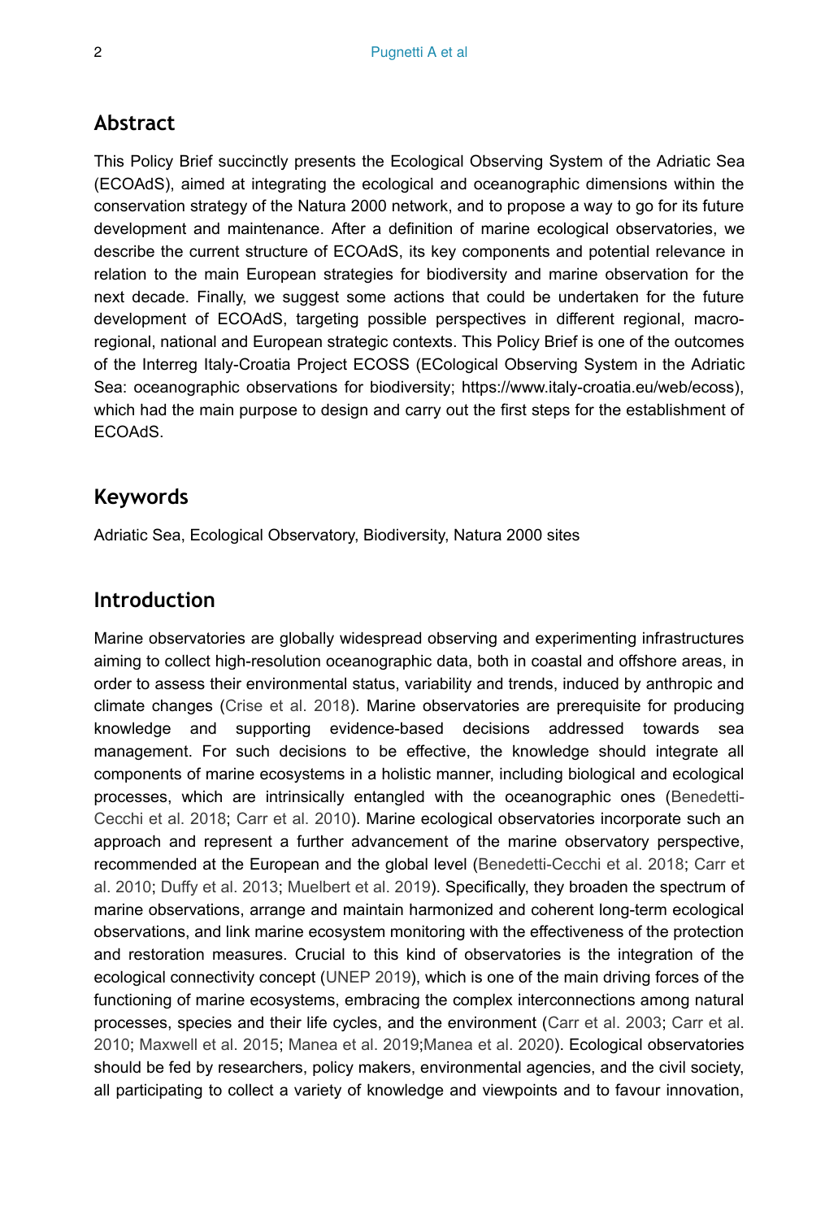## Abstract

This Policy Brief succinctly presents the Ecological Observing System of the Adriatic Sea (ECOAdS), aimed at integrating the ecological and oceanographic dimensions within the conservation strategy of the Natura 2000 network, and to propose a way to go for its future development and maintenance. After a definition of marine ecological observatories, we describe the current structure of ECOAdS, its key components and potential relevance in relation to the main European strategies for biodiversity and marine observation for the next decade. Finally, we suggest some actions that could be undertaken for the future development of ECOAdS, targeting possible perspectives in different regional, macro-regional, national and European strategic contexts. This Policy Brief is one of the outcomes of the Interreg Italy-Croatia Project ECOSS (ECological Observing System in the Adriatic Sea: oceanographic observations for biodiversity; https://www.italy-croatia.eu/web/ecoss), which had the main purpose to design and carry out the first steps for the establishment of ECOAdS.

## Keywords

Adriatic Sea, Ecological Observatory, Biodiversity, Natura 2000 sites

## Introduction

Marine observatories are globally widespread observing and experimenting infrastructures aiming to collect high-resolution oceanographic data, both in coastal and offshore areas, in order to assess their environmental status, variability and trends, induced by anthropic and climate changes (Crise et al. 2018). Marine observatories are prerequisite for producing knowledge and supporting evidence-based decisions addressed towards sea management. For such decisions to be effective, the knowledge should integrate all components of marine ecosystems in a holistic manner, including biological and ecological processes, which are intrinsically entangled with the oceanographic ones (Benedetti-Cecchi et al. 2018; Carr et al. 2010). Marine ecological observatories incorporate such an approach and represent a further advancement of the marine observatory perspective, recommended at the European and the global level (Benedetti-Cecchi et al. 2018; Carr et al. 2010; Duffy et al. 2013; Muelbert et al. 2019). Specifically, they broaden the spectrum of marine observations, arrange and maintain harmonized and coherent long-term ecological observations, and link marine ecosystem monitoring with the effectiveness of the protection and restoration measures. Crucial to this kind of observatories is the integration of the ecological connectivity concept (UNEP 2019), which is one of the main driving forces of the functioning of marine ecosystems, embracing the complex interconnections among natural processes, species and their life cycles, and the environment (Carr et al. 2003; Carr et al. 2010; Maxwell et al. 2015; Manea et al. 2019;Manea et al. 2020). Ecological observatories should be fed by researchers, policy makers, environmental agencies, and the civil society, all participating to collect a variety of knowledge and viewpoints and to favour innovation,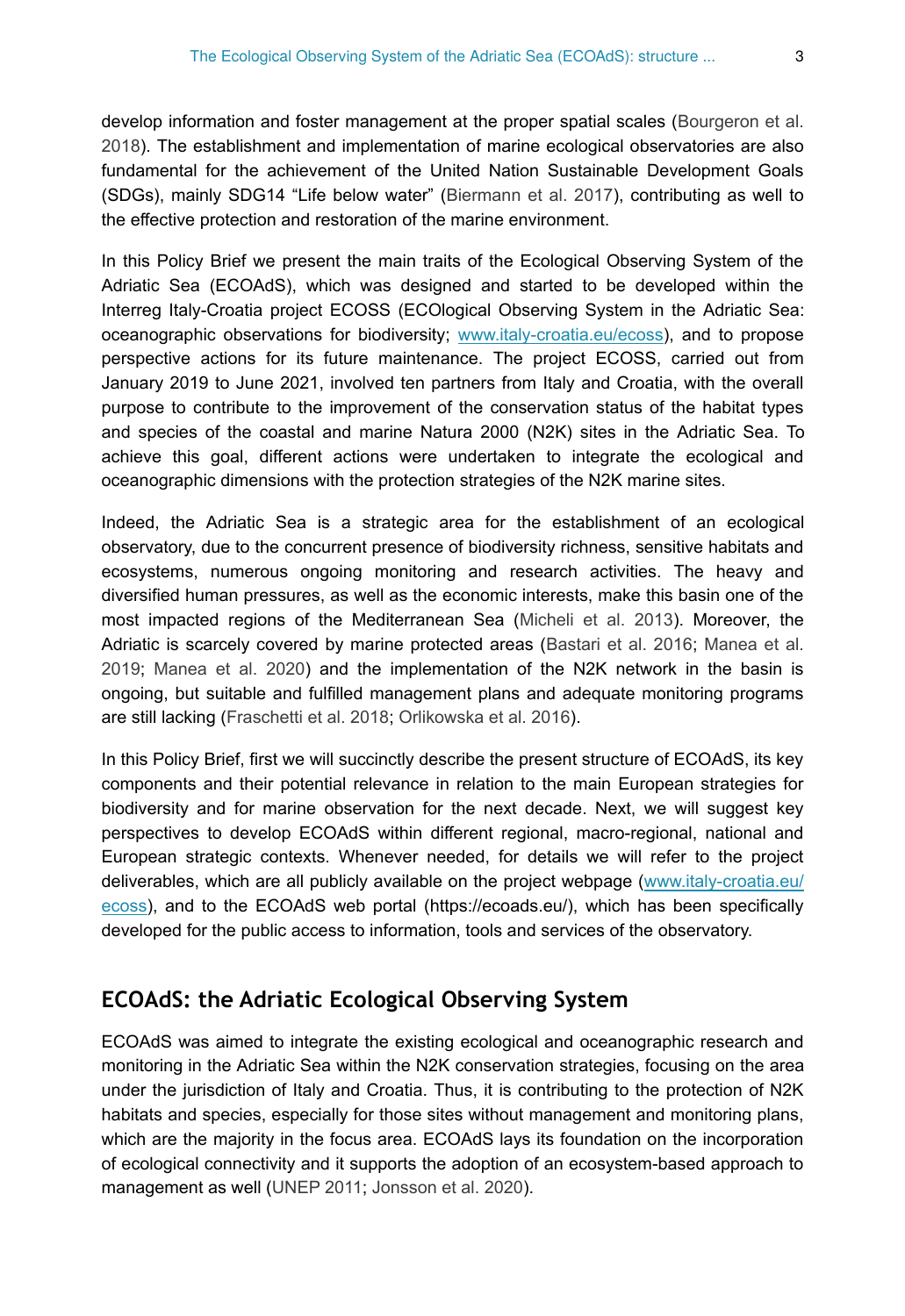develop information and foster management at the proper spatial scales (Bourgeron et al. 2018). The establishment and implementation of marine ecological observatories are also fundamental for the achievement of the United Nation Sustainable Development Goals (SDGs), mainly SDG14 "Life below water" (Biermann et al. 2017), contributing as well to the effective protection and restoration of the marine environment.

In this Policy Brief we present the main traits of the Ecological Observing System of the Adriatic Sea (ECOAdS), which was designed and started to be developed within the Interreg Italy-Croatia project ECOSS (ECOlogical Observing System in the Adriatic Sea: oceanographic observations for biodiversity; [www.italy-croatia.eu/ecoss](www.italy-croatia.eu/ecoss)), and to propose perspective actions for its future maintenance. The project ECOSS, carried out from January 2019 to June 2021, involved ten partners from Italy and Croatia, with the overall purpose to contribute to the improvement of the conservation status of the habitat types and species of the coastal and marine Natura 2000 (N2K) sites in the Adriatic Sea. To achieve this goal, different actions were undertaken to integrate the ecological and oceanographic dimensions with the protection strategies of the N2K marine sites.

Indeed, the Adriatic Sea is a strategic area for the establishment of an ecological observatory, due to the concurrent presence of biodiversity richness, sensitive habitats and ecosystems, numerous ongoing monitoring and research activities. The heavy and diversified human pressures, as well as the economic interests, make this basin one of the most impacted regions of the Mediterranean Sea (Micheli et al. 2013). Moreover, the Adriatic is scarcely covered by marine protected areas (Bastari et al. 2016; Manea et al. 2019; Manea et al. 2020) and the implementation of the N2K network in the basin is ongoing, but suitable and fulfilled management plans and adequate monitoring programs are still lacking (Fraschetti et al. 2018; Orlikowska et al. 2016).

In this Policy Brief, first we will succinctly describe the present structure of ECOAdS, its key components and their potential relevance in relation to the main European strategies for biodiversity and for marine observation for the next decade. Next, we will suggest key perspectives to develop ECOAdS within different regional, macro-regional, national and European strategic contexts. Whenever needed, for details we will refer to the project deliverables, which are all publicly available on the project webpage ([www.italy-croatia.eu/ecoss](www.italy-croatia.eu/ecoss)), and to the ECOAdS web portal (https://ecoads.eu/), which has been specifically developed for the public access to information, tools and services of the observatory.

## ECOAdS: the Adriatic Ecological Observing System

ECOAdS was aimed to integrate the existing ecological and oceanographic research and monitoring in the Adriatic Sea within the N2K conservation strategies, focusing on the area under the jurisdiction of Italy and Croatia. Thus, it is contributing to the protection of N2K habitats and species, especially for those sites without management and monitoring plans, which are the majority in the focus area. ECOAdS lays its foundation on the incorporation of ecological connectivity and it supports the adoption of an ecosystem-based approach to management as well (UNEP 2011; Jonsson et al. 2020).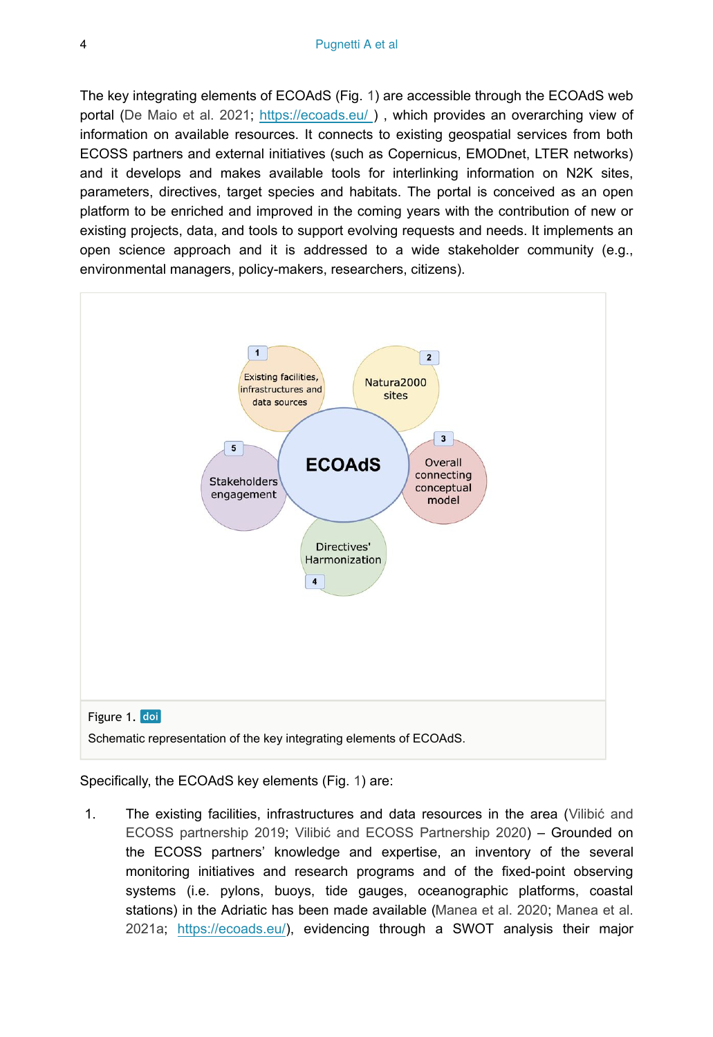The key integrating elements of ECOAdS (Fig. 1) are accessible through the ECOAdS web portal (De Maio et al. 2021; https://ecoads.eu/ ) , which provides an overarching view of information on available resources. It connects to existing geospatial services from both ECOSS partners and external initiatives (such as Copernicus, EMODnet, LTER networks) and it develops and makes available tools for interlinking information on N2K sites, parameters, directives, target species and habitats. The portal is conceived as an open platform to be enriched and improved in the coming years with the contribution of new or existing projects, data, and tools to support evolving requests and needs. It implements an open science approach and it is addressed to a wide stakeholder community (e.g., environmental managers, policy-makers, researchers, citizens).

Figure 1. doi

Schematic representation of the key integrating elements of ECOAdS.

Specifically, the ECOAdS key elements (Fig. 1) are:

1. The existing facilities, infrastructures and data resources in the area (Vilibić and ECOSS partnership 2019; Vilibić and ECOSS Partnership 2020) – Grounded on the ECOSS partners' knowledge and expertise, an inventory of the several monitoring initiatives and research programs and of the fixed-point observing systems (i.e. pylons, buoys, tide gauges, oceanographic platforms, coastal stations) in the Adriatic has been made available (Manea et al. 2020; Manea et al. 2021a; https://ecoads.eu/), evidencing through a SWOT analysis their major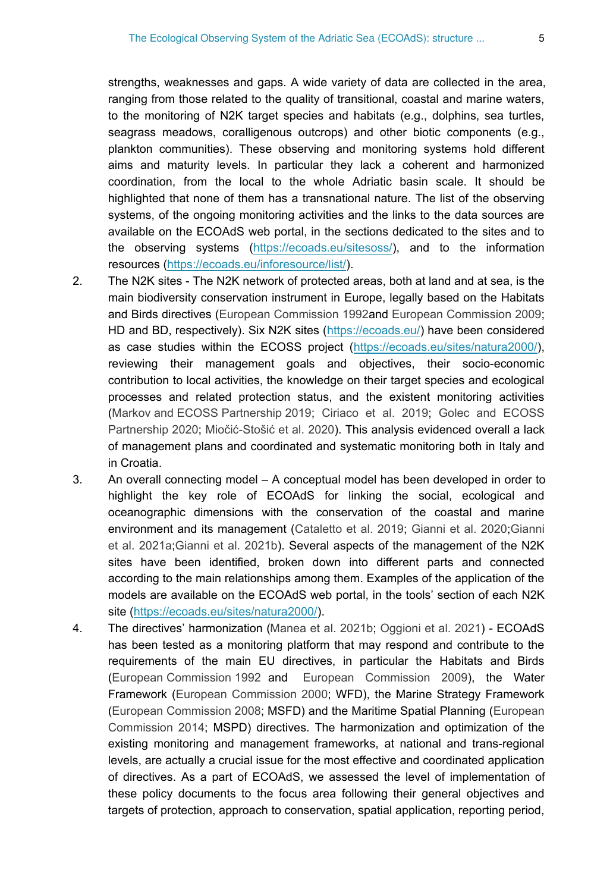strengths, weaknesses and gaps. A wide variety of data are collected in the area, ranging from those related to the quality of transitional, coastal and marine waters, to the monitoring of N2K target species and habitats (e.g., dolphins, sea turtles, seagrass meadows, coralligenous outcrops) and other biotic components (e.g., plankton communities). These observing and monitoring systems hold different aims and maturity levels. In particular they lack a coherent and harmonized coordination, from the local to the whole Adriatic basin scale. It should be highlighted that none of them has a transnational nature. The list of the observing systems, of the ongoing monitoring activities and the links to the data sources are available on the ECOAdS web portal, in the sections dedicated to the sites and to the observing systems (https://ecoads.eu/sitesoss/), and to the information resources (https://ecoads.eu/inforesource/list/).

2. The N2K sites - The N2K network of protected areas, both at land and at sea, is the main biodiversity conservation instrument in Europe, legally based on the Habitats and Birds directives (European Commission 1992and European Commission 2009; HD and BD, respectively). Six N2K sites (https://ecoads.eu/) have been considered as case studies within the ECOSS project (https://ecoads.eu/sites/natura2000/), reviewing their management goals and objectives, their socio-economic contribution to local activities, the knowledge on their target species and ecological processes and related protection status, and the existent monitoring activities (Markov and ECOSS Partnership 2019; Ciriaco et al. 2019; Golec and ECOSS Partnership 2020; Miočić-Stošić et al. 2020). This analysis evidenced overall a lack of management plans and coordinated and systematic monitoring both in Italy and in Croatia.

3. An overall connecting model – A conceptual model has been developed in order to highlight the key role of ECOAdS for linking the social, ecological and oceanographic dimensions with the conservation of the coastal and marine environment and its management (Cataletto et al. 2019; Gianni et al. 2020;Gianni et al. 2021a;Gianni et al. 2021b). Several aspects of the management of the N2K sites have been identified, broken down into different parts and connected according to the main relationships among them. Examples of the application of the models are available on the ECOAdS web portal, in the tools' section of each N2K site (https://ecoads.eu/sites/natura2000/).

4. The directives' harmonization (Manea et al. 2021b; Oggioni et al. 2021) - ECOAdS has been tested as a monitoring platform that may respond and contribute to the requirements of the main EU directives, in particular the Habitats and Birds (European Commission 1992 and European Commission 2009), the Water Framework (European Commission 2000; WFD), the Marine Strategy Framework (European Commission 2008; MSFD) and the Maritime Spatial Planning (European Commission 2014; MSPD) directives. The harmonization and optimization of the existing monitoring and management frameworks, at national and trans-regional levels, are actually a crucial issue for the most effective and coordinated application of directives. As a part of ECOAdS, we assessed the level of implementation of these policy documents to the focus area following their general objectives and targets of protection, approach to conservation, spatial application, reporting period,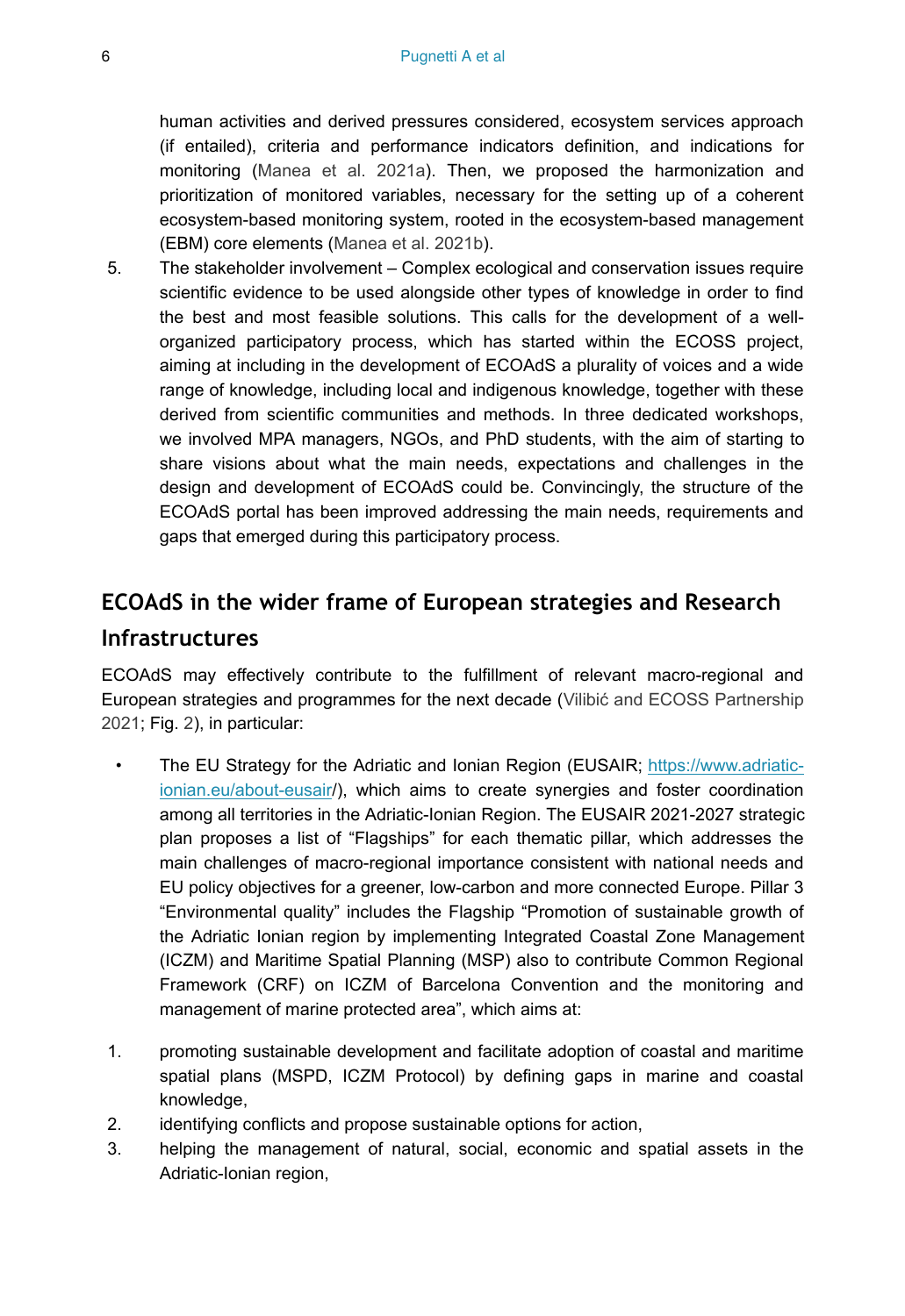human activities and derived pressures considered, ecosystem services approach (if entailed), criteria and performance indicators definition, and indications for monitoring (Manea et al. 2021a). Then, we proposed the harmonization and prioritization of monitored variables, necessary for the setting up of a coherent ecosystem-based monitoring system, rooted in the ecosystem-based management (EBM) core elements (Manea et al. 2021b).

5. The stakeholder involvement – Complex ecological and conservation issues require scientific evidence to be used alongside other types of knowledge in order to find the best and most feasible solutions. This calls for the development of a well-organized participatory process, which has started within the ECOSS project, aiming at including in the development of ECOAdS a plurality of voices and a wide range of knowledge, including local and indigenous knowledge, together with these derived from scientific communities and methods. In three dedicated workshops, we involved MPA managers, NGOs, and PhD students, with the aim of starting to share visions about what the main needs, expectations and challenges in the design and development of ECOAdS could be. Convincingly, the structure of the ECOAdS portal has been improved addressing the main needs, requirements and gaps that emerged during this participatory process.

## ECOAdS in the wider frame of European strategies and Research Infrastructures

ECOAdS may effectively contribute to the fulfillment of relevant macro-regional and European strategies and programmes for the next decade (Vilibić and ECOSS Partnership 2021; Fig. 2), in particular:

- The EU Strategy for the Adriatic and Ionian Region (EUSAIR; https://www.adriatic-ionian.eu/about-eusair/), which aims to create synergies and foster coordination among all territories in the Adriatic-Ionian Region. The EUSAIR 2021-2027 strategic plan proposes a list of "Flagships" for each thematic pillar, which addresses the main challenges of macro-regional importance consistent with national needs and EU policy objectives for a greener, low-carbon and more connected Europe. Pillar 3 "Environmental quality" includes the Flagship "Promotion of sustainable growth of the Adriatic Ionian region by implementing Integrated Coastal Zone Management (ICZM) and Maritime Spatial Planning (MSP) also to contribute Common Regional Framework (CRF) on ICZM of Barcelona Convention and the monitoring and management of marine protected area", which aims at:

1. promoting sustainable development and facilitate adoption of coastal and maritime spatial plans (MSPD, ICZM Protocol) by defining gaps in marine and coastal knowledge,
2. identifying conflicts and propose sustainable options for action,
3. helping the management of natural, social, economic and spatial assets in the Adriatic-Ionian region,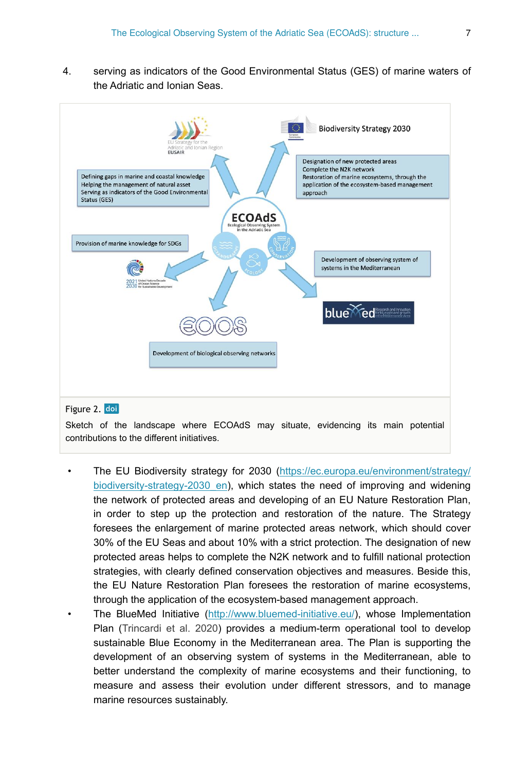4. serving as indicators of the Good Environmental Status (GES) of marine waters of the Adriatic and Ionian Seas.

Figure 2. doi

Sketch of the landscape where ECOAdS may situate, evidencing its main potential contributions to the different initiatives.

- The EU Biodiversity strategy for 2030 (https://ec.europa.eu/environment/strategy/biodiversity-strategy-2030_en), which states the need of improving and widening the network of protected areas and developing of an EU Nature Restoration Plan, in order to step up the protection and restoration of the nature. The Strategy foresees the enlargement of marine protected areas network, which should cover 30% of the EU Seas and about 10% with a strict protection. The designation of new protected areas helps to complete the N2K network and to fulfill national protection strategies, with clearly defined conservation objectives and measures. Beside this, the EU Nature Restoration Plan foresees the restoration of marine ecosystems, through the application of the ecosystem-based management approach.
- The BlueMed Initiative (http://www.bluemed-initiative.eu/), whose Implementation Plan (Trincardi et al. 2020) provides a medium-term operational tool to develop sustainable Blue Economy in the Mediterranean area. The Plan is supporting the development of an observing system of systems in the Mediterranean, able to better understand the complexity of marine ecosystems and their functioning, to measure and assess their evolution under different stressors, and to manage marine resources sustainably.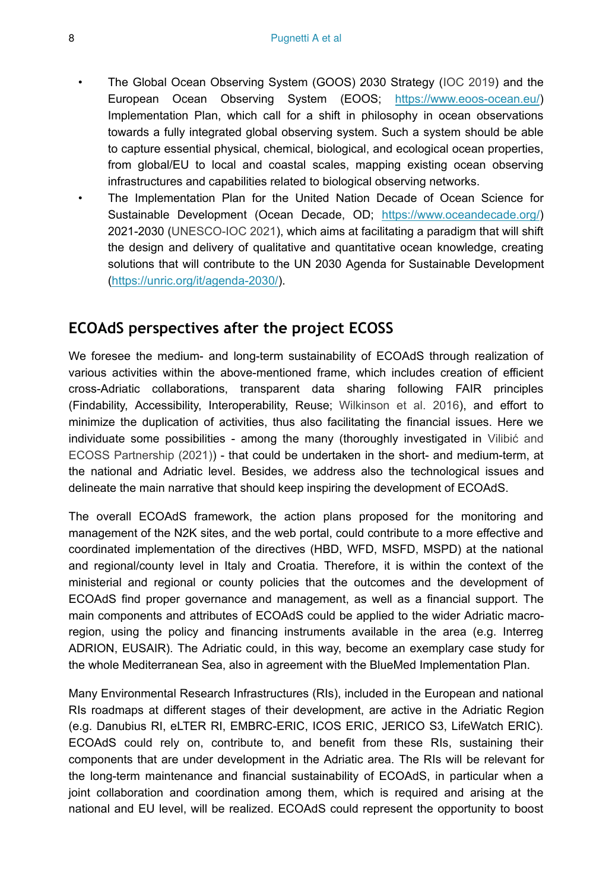- The Global Ocean Observing System (GOOS) 2030 Strategy (IOC 2019) and the European Ocean Observing System (EOOS; https://www.eoos-ocean.eu/) Implementation Plan, which call for a shift in philosophy in ocean observations towards a fully integrated global observing system. Such a system should be able to capture essential physical, chemical, biological, and ecological ocean properties, from global/EU to local and coastal scales, mapping existing ocean observing infrastructures and capabilities related to biological observing networks.
- The Implementation Plan for the United Nation Decade of Ocean Science for Sustainable Development (Ocean Decade, OD; https://www.oceandecade.org/) 2021-2030 (UNESCO-IOC 2021), which aims at facilitating a paradigm that will shift the design and delivery of qualitative and quantitative ocean knowledge, creating solutions that will contribute to the UN 2030 Agenda for Sustainable Development (https://unric.org/it/agenda-2030/).

## ECOAdS perspectives after the project ECOSS

We foresee the medium- and long-term sustainability of ECOAdS through realization of various activities within the above-mentioned frame, which includes creation of efficient cross-Adriatic collaborations, transparent data sharing following FAIR principles (Findability, Accessibility, Interoperability, Reuse; Wilkinson et al. 2016), and effort to minimize the duplication of activities, thus also facilitating the financial issues. Here we individuate some possibilities - among the many (thoroughly investigated in Vilibić and ECOSS Partnership (2021)) - that could be undertaken in the short- and medium-term, at the national and Adriatic level. Besides, we address also the technological issues and delineate the main narrative that should keep inspiring the development of ECOAdS.

The overall ECOAdS framework, the action plans proposed for the monitoring and management of the N2K sites, and the web portal, could contribute to a more effective and coordinated implementation of the directives (HBD, WFD, MSFD, MSPD) at the national and regional/county level in Italy and Croatia. Therefore, it is within the context of the ministerial and regional or county policies that the outcomes and the development of ECOAdS find proper governance and management, as well as a financial support. The main components and attributes of ECOAdS could be applied to the wider Adriatic macro-region, using the policy and financing instruments available in the area (e.g. Interreg ADRION, EUSAIR). The Adriatic could, in this way, become an exemplary case study for the whole Mediterranean Sea, also in agreement with the BlueMed Implementation Plan.

Many Environmental Research Infrastructures (RIs), included in the European and national RIs roadmaps at different stages of their development, are active in the Adriatic Region (e.g. Danubius RI, eLTER RI, EMBRC-ERIC, ICOS ERIC, JERICO S3, LifeWatch ERIC). ECOAdS could rely on, contribute to, and benefit from these RIs, sustaining their components that are under development in the Adriatic area. The RIs will be relevant for the long-term maintenance and financial sustainability of ECOAdS, in particular when a joint collaboration and coordination among them, which is required and arising at the national and EU level, will be realized. ECOAdS could represent the opportunity to boost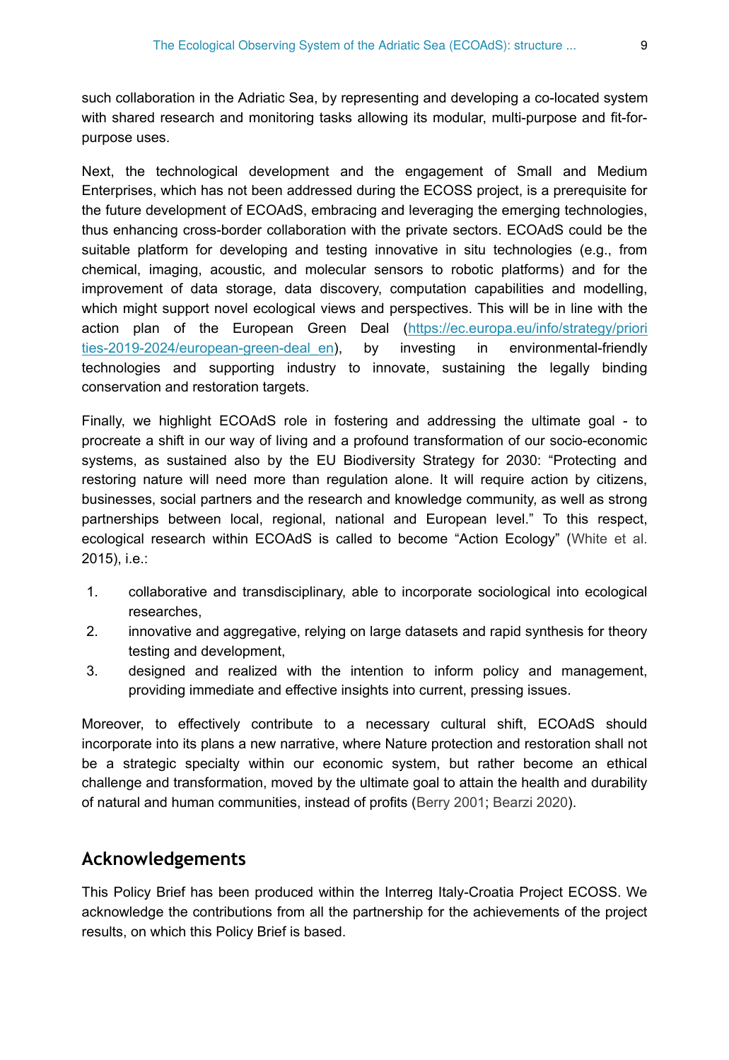such collaboration in the Adriatic Sea, by representing and developing a co-located system with shared research and monitoring tasks allowing its modular, multi-purpose and fit-for-purpose uses.

Next, the technological development and the engagement of Small and Medium Enterprises, which has not been addressed during the ECOSS project, is a prerequisite for the future development of ECOAdS, embracing and leveraging the emerging technologies, thus enhancing cross-border collaboration with the private sectors. ECOAdS could be the suitable platform for developing and testing innovative in situ technologies (e.g., from chemical, imaging, acoustic, and molecular sensors to robotic platforms) and for the improvement of data storage, data discovery, computation capabilities and modelling, which might support novel ecological views and perspectives. This will be in line with the action plan of the European Green Deal (https://ec.europa.eu/info/strategy/priorities-2019-2024/european-green-deal_en), by investing in environmental-friendly technologies and supporting industry to innovate, sustaining the legally binding conservation and restoration targets.

Finally, we highlight ECOAdS role in fostering and addressing the ultimate goal - to procreate a shift in our way of living and a profound transformation of our socio-economic systems, as sustained also by the EU Biodiversity Strategy for 2030: "Protecting and restoring nature will need more than regulation alone. It will require action by citizens, businesses, social partners and the research and knowledge community, as well as strong partnerships between local, regional, national and European level." To this respect, ecological research within ECOAdS is called to become "Action Ecology" (White et al. 2015), i.e.:

1. collaborative and transdisciplinary, able to incorporate sociological into ecological researches,
2. innovative and aggregative, relying on large datasets and rapid synthesis for theory testing and development,
3. designed and realized with the intention to inform policy and management, providing immediate and effective insights into current, pressing issues.

Moreover, to effectively contribute to a necessary cultural shift, ECOAdS should incorporate into its plans a new narrative, where Nature protection and restoration shall not be a strategic specialty within our economic system, but rather become an ethical challenge and transformation, moved by the ultimate goal to attain the health and durability of natural and human communities, instead of profits (Berry 2001; Bearzi 2020).

## Acknowledgements

This Policy Brief has been produced within the Interreg Italy-Croatia Project ECOSS. We acknowledge the contributions from all the partnership for the achievements of the project results, on which this Policy Brief is based.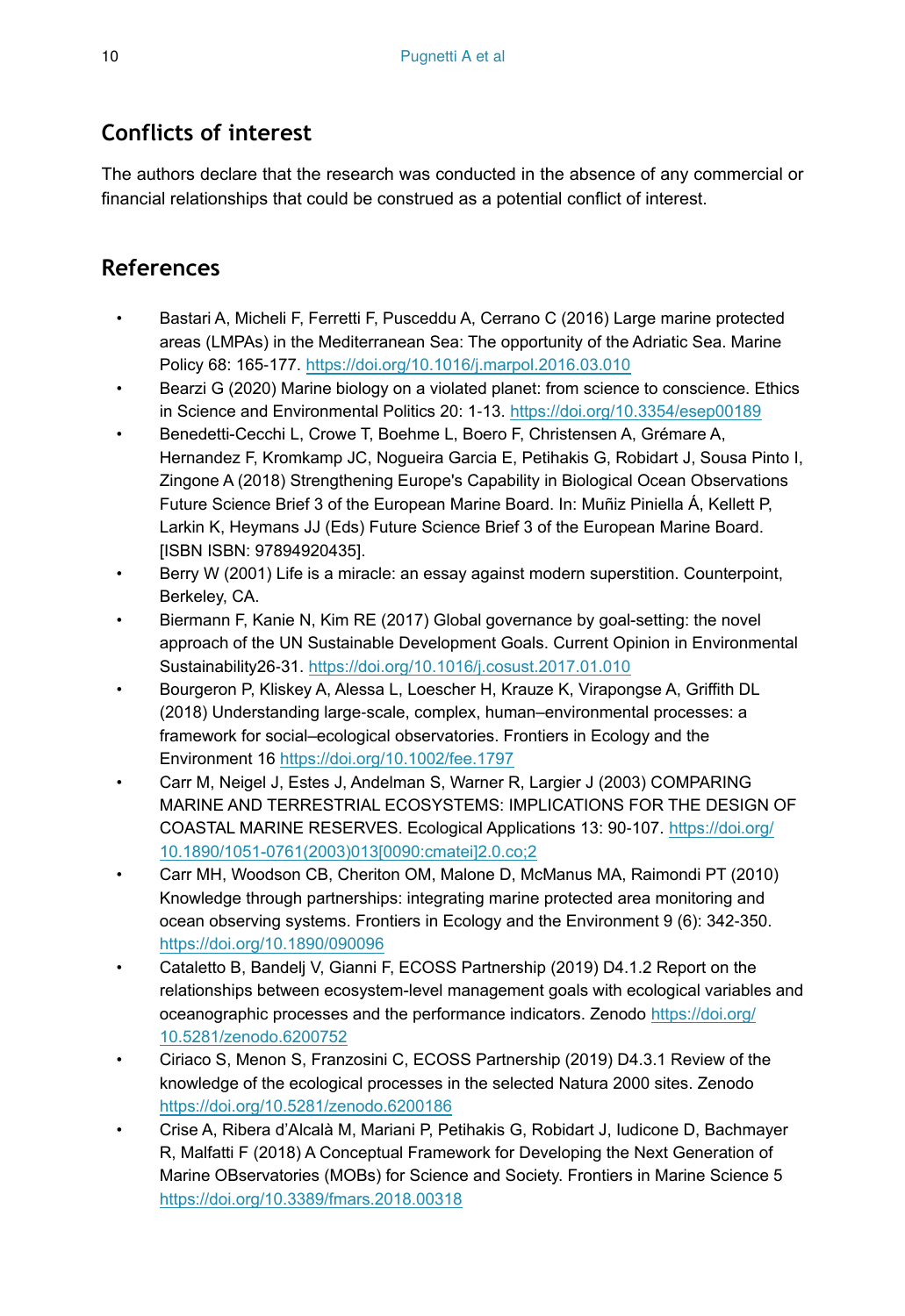## Conflicts of interest

The authors declare that the research was conducted in the absence of any commercial or financial relationships that could be construed as a potential conflict of interest.

## References

- Bastari A, Micheli F, Ferretti F, Pusceddu A, Cerrano C (2016) Large marine protected areas (LMPAs) in the Mediterranean Sea: The opportunity of the Adriatic Sea. Marine Policy 68: 165-177. https://doi.org/10.1016/j.marpol.2016.03.010
- Bearzi G (2020) Marine biology on a violated planet: from science to conscience. Ethics in Science and Environmental Politics 20: 1-13. https://doi.org/10.3354/esep00189
- Benedetti-Cecchi L, Crowe T, Boehme L, Boero F, Christensen A, Grémare A, Hernandez F, Kromkamp JC, Nogueira Garcia E, Petihakis G, Robidart J, Sousa Pinto I, Zingone A (2018) Strengthening Europe's Capability in Biological Ocean Observations Future Science Brief 3 of the European Marine Board. In: Muñiz Piniella Á, Kellett P, Larkin K, Heymans JJ (Eds) Future Science Brief 3 of the European Marine Board. [ISBN ISBN: 97894920435].
- Berry W (2001) Life is a miracle: an essay against modern superstition. Counterpoint, Berkeley, CA.
- Biermann F, Kanie N, Kim RE (2017) Global governance by goal-setting: the novel approach of the UN Sustainable Development Goals. Current Opinion in Environmental Sustainability26-31. https://doi.org/10.1016/j.cosust.2017.01.010
- Bourgeron P, Kliskey A, Alessa L, Loescher H, Krauze K, Virapongse A, Griffith DL (2018) Understanding large-scale, complex, human–environmental processes: a framework for social–ecological observatories. Frontiers in Ecology and the Environment 16 https://doi.org/10.1002/fee.1797
- Carr M, Neigel J, Estes J, Andelman S, Warner R, Largier J (2003) COMPARING MARINE AND TERRESTRIAL ECOSYSTEMS: IMPLICATIONS FOR THE DESIGN OF COASTAL MARINE RESERVES. Ecological Applications 13: 90-107. https://doi.org/10.1890/1051-0761(2003)013[0090:cmatei]2.0.co;2
- Carr MH, Woodson CB, Cheriton OM, Malone D, McManus MA, Raimondi PT (2010) Knowledge through partnerships: integrating marine protected area monitoring and ocean observing systems. Frontiers in Ecology and the Environment 9 (6): 342-350. https://doi.org/10.1890/090096
- Cataletto B, Bandelj V, Gianni F, ECOSS Partnership (2019) D4.1.2 Report on the relationships between ecosystem-level management goals with ecological variables and oceanographic processes and the performance indicators. Zenodo https://doi.org/10.5281/zenodo.6200752
- Ciriaco S, Menon S, Franzosini C, ECOSS Partnership (2019) D4.3.1 Review of the knowledge of the ecological processes in the selected Natura 2000 sites. Zenodo https://doi.org/10.5281/zenodo.6200186
- Crise A, Ribera d'Alcalà M, Mariani P, Petihakis G, Robidart J, Iudicone D, Bachmayer R, Malfatti F (2018) A Conceptual Framework for Developing the Next Generation of Marine OBservatories (MOBs) for Science and Society. Frontiers in Marine Science 5 https://doi.org/10.3389/fmars.2018.00318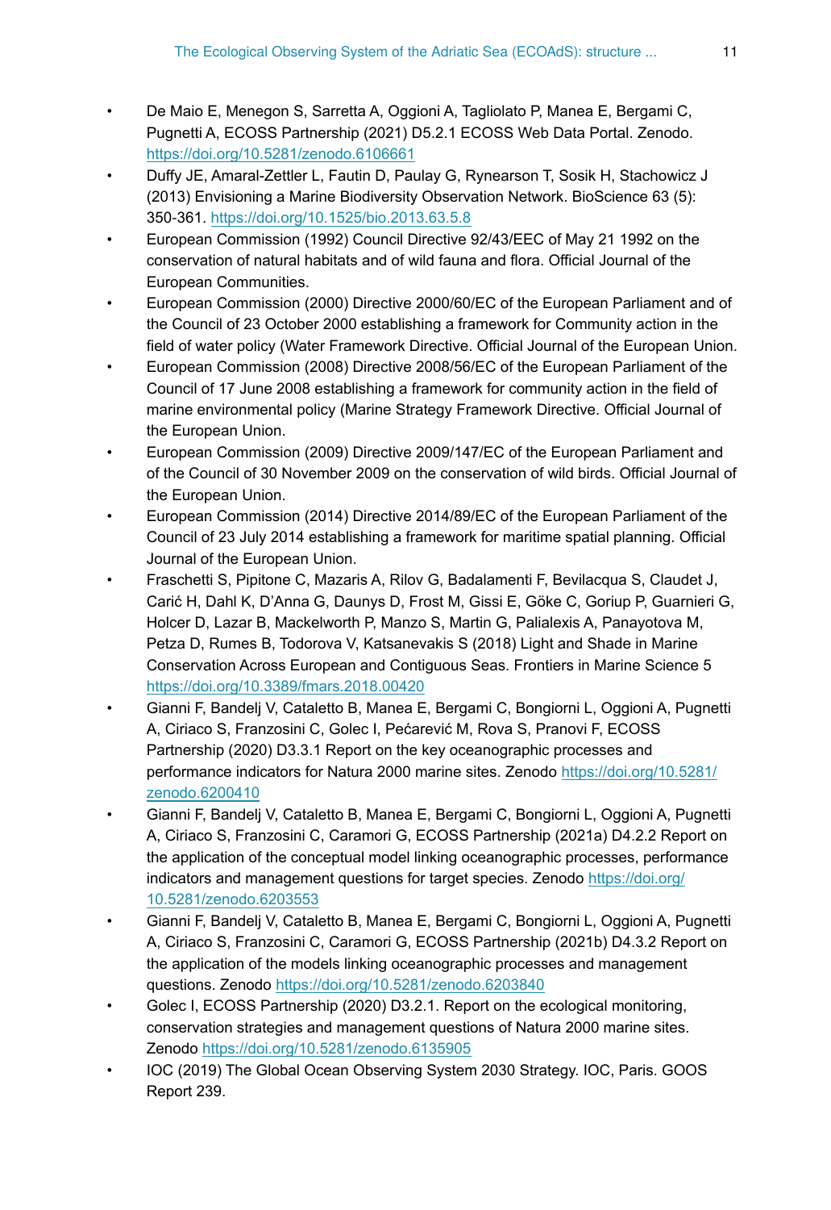- De Maio E, Menegon S, Sarretta A, Oggioni A, Tagliolato P, Manea E, Bergami C, Pugnetti A, ECOSS Partnership (2021) D5.2.1 ECOSS Web Data Portal. Zenodo. https://doi.org/10.5281/zenodo.6106661
- Duffy JE, Amaral-Zettler L, Fautin D, Paulay G, Rynearson T, Sosik H, Stachowicz J (2013) Envisioning a Marine Biodiversity Observation Network. BioScience 63 (5): 350-361. https://doi.org/10.1525/bio.2013.63.5.8
- European Commission (1992) Council Directive 92/43/EEC of May 21 1992 on the conservation of natural habitats and of wild fauna and flora. Official Journal of the European Communities.
- European Commission (2000) Directive 2000/60/EC of the European Parliament and of the Council of 23 October 2000 establishing a framework for Community action in the field of water policy (Water Framework Directive. Official Journal of the European Union.
- European Commission (2008) Directive 2008/56/EC of the European Parliament of the Council of 17 June 2008 establishing a framework for community action in the field of marine environmental policy (Marine Strategy Framework Directive. Official Journal of the European Union.
- European Commission (2009) Directive 2009/147/EC of the European Parliament and of the Council of 30 November 2009 on the conservation of wild birds. Official Journal of the European Union.
- European Commission (2014) Directive 2014/89/EC of the European Parliament of the Council of 23 July 2014 establishing a framework for maritime spatial planning. Official Journal of the European Union.
- Fraschetti S, Pipitone C, Mazaris A, Rilov G, Badalamenti F, Bevilacqua S, Claudet J, Carić H, Dahl K, D'Anna G, Daunys D, Frost M, Gissi E, Göke C, Goriup P, Guarnieri G, Holcer D, Lazar B, Mackelworth P, Manzo S, Martin G, Palialexis A, Panayotova M, Petza D, Rumes B, Todorova V, Katsanevakis S (2018) Light and Shade in Marine Conservation Across European and Contiguous Seas. Frontiers in Marine Science 5 https://doi.org/10.3389/fmars.2018.00420
- Gianni F, Bandelj V, Cataletto B, Manea E, Bergami C, Bongiorni L, Oggioni A, Pugnetti A, Ciriaco S, Franzosini C, Golec I, Pećarević M, Rova S, Pranovi F, ECOSS Partnership (2020) D3.3.1 Report on the key oceanographic processes and performance indicators for Natura 2000 marine sites. Zenodo https://doi.org/10.5281/zenodo.6200410
- Gianni F, Bandelj V, Cataletto B, Manea E, Bergami C, Bongiorni L, Oggioni A, Pugnetti A, Ciriaco S, Franzosini C, Caramori G, ECOSS Partnership (2021a) D4.2.2 Report on the application of the conceptual model linking oceanographic processes, performance indicators and management questions for target species. Zenodo https://doi.org/10.5281/zenodo.6203553
- Gianni F, Bandelj V, Cataletto B, Manea E, Bergami C, Bongiorni L, Oggioni A, Pugnetti A, Ciriaco S, Franzosini C, Caramori G, ECOSS Partnership (2021b) D4.3.2 Report on the application of the models linking oceanographic processes and management questions. Zenodo https://doi.org/10.5281/zenodo.6203840
- Golec I, ECOSS Partnership (2020) D3.2.1. Report on the ecological monitoring, conservation strategies and management questions of Natura 2000 marine sites. Zenodo https://doi.org/10.5281/zenodo.6135905
- IOC (2019) The Global Ocean Observing System 2030 Strategy. IOC, Paris. GOOS Report 239.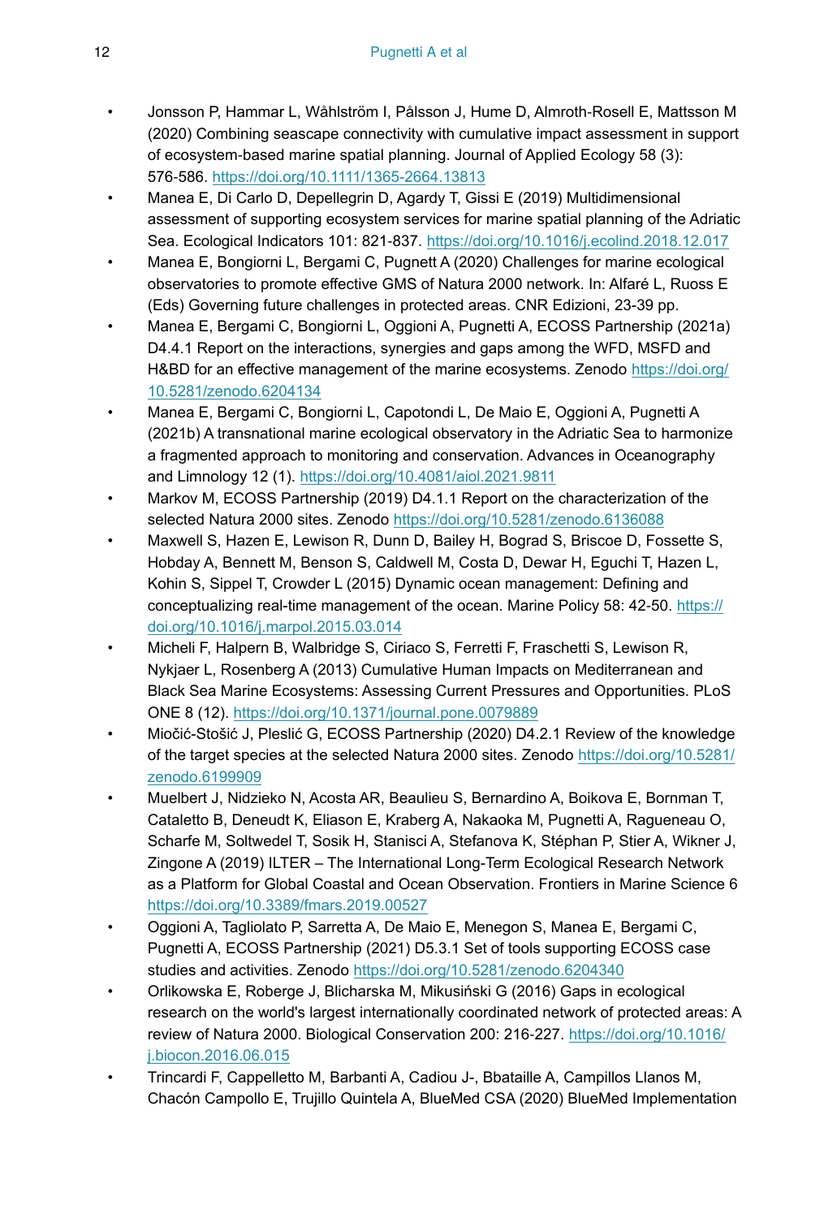- Jonsson P, Hammar L, Wåhlström I, Pålsson J, Hume D, Almroth-Rosell E, Mattsson M (2020) Combining seascape connectivity with cumulative impact assessment in support of ecosystem-based marine spatial planning. Journal of Applied Ecology 58 (3): 576-586. https://doi.org/10.1111/1365-2664.13813
- Manea E, Di Carlo D, Depellegrin D, Agardy T, Gissi E (2019) Multidimensional assessment of supporting ecosystem services for marine spatial planning of the Adriatic Sea. Ecological Indicators 101: 821-837. https://doi.org/10.1016/j.ecolind.2018.12.017
- Manea E, Bongiorni L, Bergami C, Pugnett A (2020) Challenges for marine ecological observatories to promote effective GMS of Natura 2000 network. In: Alfaré L, Ruoss E (Eds) Governing future challenges in protected areas. CNR Edizioni, 23-39 pp.
- Manea E, Bergami C, Bongiorni L, Oggioni A, Pugnetti A, ECOSS Partnership (2021a) D4.4.1 Report on the interactions, synergies and gaps among the WFD, MSFD and H&BD for an effective management of the marine ecosystems. Zenodo https://doi.org/10.5281/zenodo.6204134
- Manea E, Bergami C, Bongiorni L, Capotondi L, De Maio E, Oggioni A, Pugnetti A (2021b) A transnational marine ecological observatory in the Adriatic Sea to harmonize a fragmented approach to monitoring and conservation. Advances in Oceanography and Limnology 12 (1). https://doi.org/10.4081/aiol.2021.9811
- Markov M, ECOSS Partnership (2019) D4.1.1 Report on the characterization of the selected Natura 2000 sites. Zenodo https://doi.org/10.5281/zenodo.6136088
- Maxwell S, Hazen E, Lewison R, Dunn D, Bailey H, Bograd S, Briscoe D, Fossette S, Hobday A, Bennett M, Benson S, Caldwell M, Costa D, Dewar H, Eguchi T, Hazen L, Kohin S, Sippel T, Crowder L (2015) Dynamic ocean management: Defining and conceptualizing real-time management of the ocean. Marine Policy 58: 42-50. https://doi.org/10.1016/j.marpol.2015.03.014
- Micheli F, Halpern B, Walbridge S, Ciriaco S, Ferretti F, Fraschetti S, Lewison R, Nykjaer L, Rosenberg A (2013) Cumulative Human Impacts on Mediterranean and Black Sea Marine Ecosystems: Assessing Current Pressures and Opportunities. PLoS ONE 8 (12). https://doi.org/10.1371/journal.pone.0079889
- Miočić-Stošić J, Pleslić G, ECOSS Partnership (2020) D4.2.1 Review of the knowledge of the target species at the selected Natura 2000 sites. Zenodo https://doi.org/10.5281/zenodo.6199909
- Muelbert J, Nidzieko N, Acosta AR, Beaulieu S, Bernardino A, Boikova E, Bornman T, Cataletto B, Deneudt K, Eliason E, Kraberg A, Nakaoka M, Pugnetti A, Ragueneau O, Scharfe M, Soltwedel T, Sosik H, Stanisci A, Stefanova K, Stéphan P, Stier A, Wikner J, Zingone A (2019) ILTER – The International Long-Term Ecological Research Network as a Platform for Global Coastal and Ocean Observation. Frontiers in Marine Science 6 https://doi.org/10.3389/fmars.2019.00527
- Oggioni A, Tagliolato P, Sarretta A, De Maio E, Menegon S, Manea E, Bergami C, Pugnetti A, ECOSS Partnership (2021) D5.3.1 Set of tools supporting ECOSS case studies and activities. Zenodo https://doi.org/10.5281/zenodo.6204340
- Orlikowska E, Roberge J, Blicharska M, Mikusiński G (2016) Gaps in ecological research on the world's largest internationally coordinated network of protected areas: A review of Natura 2000. Biological Conservation 200: 216-227. https://doi.org/10.1016/j.biocon.2016.06.015
- Trincardi F, Cappelletto M, Barbanti A, Cadiou J-, Bbataille A, Campillos Llanos M, Chacón Campollo E, Trujillo Quintela A, BlueMed CSA (2020) BlueMed Implementation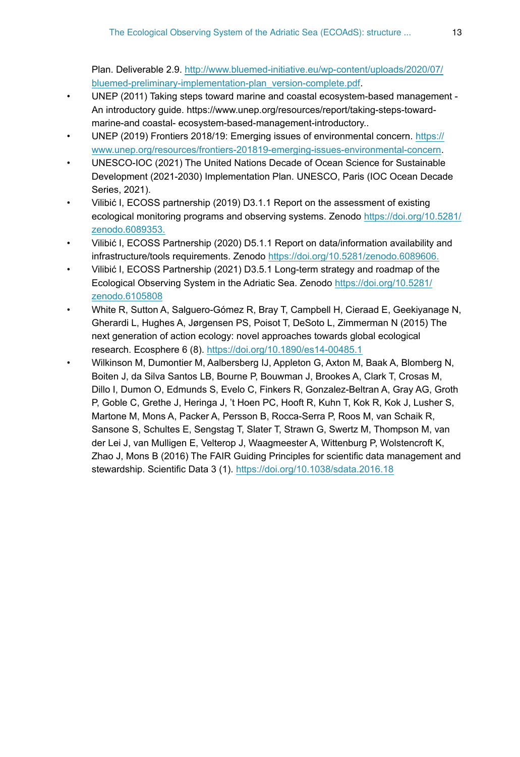Plan. Deliverable 2.9. http://www.bluemed-initiative.eu/wp-content/uploads/2020/07/bluemed-preliminary-implementation-plan_version-complete.pdf.

- UNEP (2011) Taking steps toward marine and coastal ecosystem-based management - An introductory guide. https://www.unep.org/resources/report/taking-steps-toward-marine-and coastal- ecosystem-based-management-introductory..
- UNEP (2019) Frontiers 2018/19: Emerging issues of environmental concern. https://www.unep.org/resources/frontiers-201819-emerging-issues-environmental-concern.
- UNESCO-IOC (2021) The United Nations Decade of Ocean Science for Sustainable Development (2021-2030) Implementation Plan. UNESCO, Paris (IOC Ocean Decade Series, 2021).
- Vilibić I, ECOSS partnership (2019) D3.1.1 Report on the assessment of existing ecological monitoring programs and observing systems. Zenodo https://doi.org/10.5281/zenodo.6089353.
- Vilibić I, ECOSS Partnership (2020) D5.1.1 Report on data/information availability and infrastructure/tools requirements. Zenodo https://doi.org/10.5281/zenodo.6089606.
- Vilibić I, ECOSS Partnership (2021) D3.5.1 Long-term strategy and roadmap of the Ecological Observing System in the Adriatic Sea. Zenodo https://doi.org/10.5281/zenodo.6105808
- White R, Sutton A, Salguero-Gómez R, Bray T, Campbell H, Cieraad E, Geekiyanage N, Gherardi L, Hughes A, Jørgensen PS, Poisot T, DeSoto L, Zimmerman N (2015) The next generation of action ecology: novel approaches towards global ecological research. Ecosphere 6 (8). https://doi.org/10.1890/es14-00485.1
- Wilkinson M, Dumontier M, Aalbersberg IJ, Appleton G, Axton M, Baak A, Blomberg N, Boiten J, da Silva Santos LB, Bourne P, Bouwman J, Brookes A, Clark T, Crosas M, Dillo I, Dumon O, Edmunds S, Evelo C, Finkers R, Gonzalez-Beltran A, Gray AG, Groth P, Goble C, Grethe J, Heringa J, 't Hoen PC, Hooft R, Kuhn T, Kok R, Kok J, Lusher S, Martone M, Mons A, Packer A, Persson B, Rocca-Serra P, Roos M, van Schaik R, Sansone S, Schultes E, Sengstag T, Slater T, Strawn G, Swertz M, Thompson M, van der Lei J, van Mulligen E, Velterop J, Waagmeester A, Wittenburg P, Wolstencroft K, Zhao J, Mons B (2016) The FAIR Guiding Principles for scientific data management and stewardship. Scientific Data 3 (1). https://doi.org/10.1038/sdata.2016.18